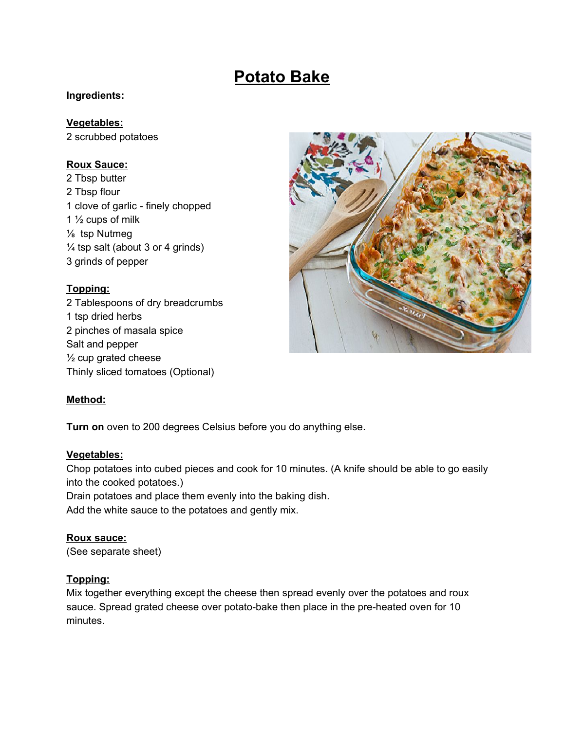# Potato Bake

**Ingredients:**

**Vegetables:**

2 scrubbed potatoes

**Roux Sauce:**

2 Tbsp butter
2 Tbsp flour
1 clove of garlic - finely chopped
1 ½ cups of milk
⅛ tsp Nutmeg
¼ tsp salt (about 3 or 4 grinds)
3 grinds of pepper

**Topping:**

2 Tablespoons of dry breadcrumbs
1 tsp dried herbs
2 pinches of masala spice
Salt and pepper
½ cup grated cheese
Thinly sliced tomatoes (Optional)

**Method:**

**Turn on** oven to 200 degrees Celsius before you do anything else.

**Vegetables:**

Chop potatoes into cubed pieces and cook for 10 minutes. (A knife should be able to go easily into the cooked potatoes.)
Drain potatoes and place them evenly into the baking dish.
Add the white sauce to the potatoes and gently mix.

**Roux sauce:**

(See separate sheet)

**Topping:**

Mix together everything except the cheese then spread evenly over the potatoes and roux sauce. Spread grated cheese over potato-bake then place in the pre-heated oven for 10 minutes.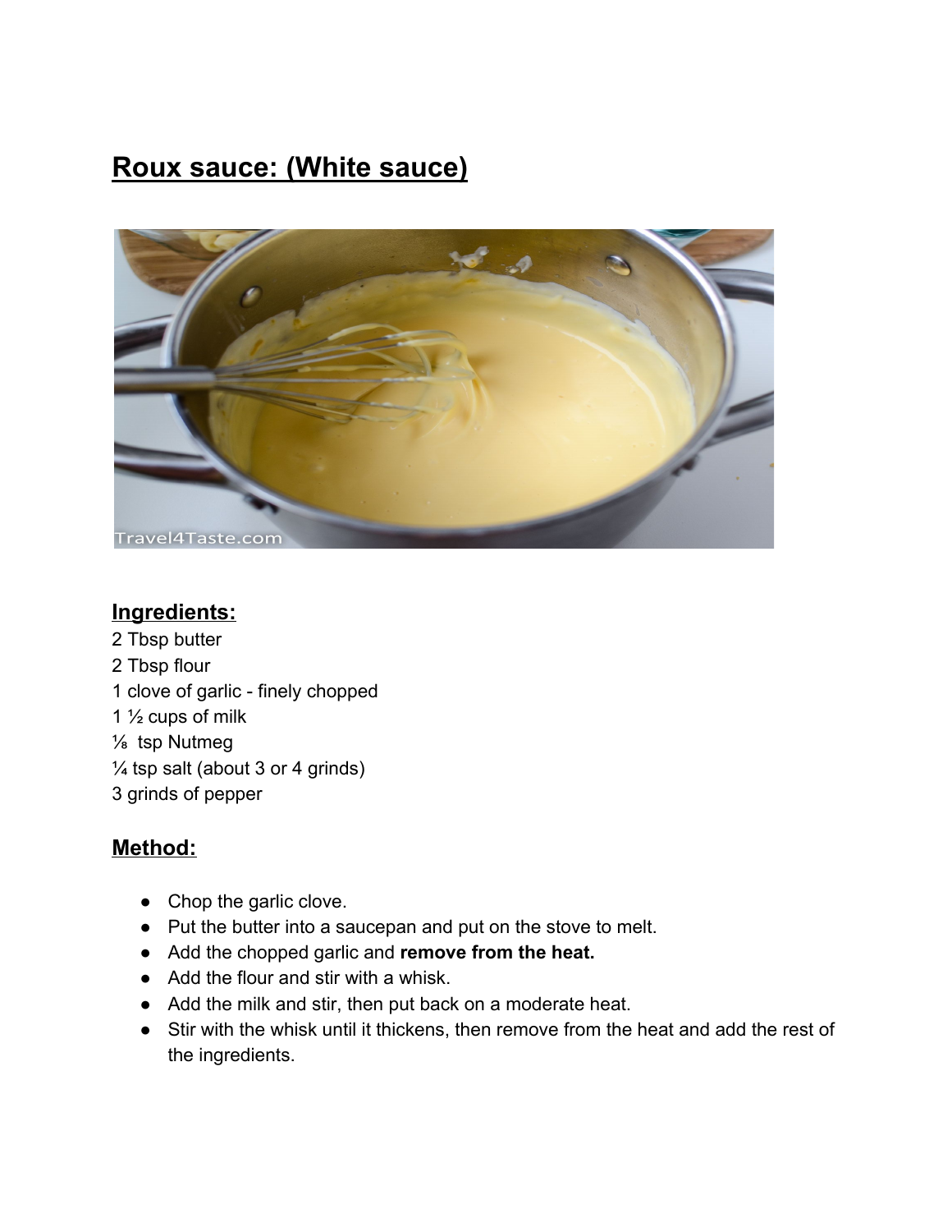# Roux sauce: (White sauce)

## Ingredients:

2 Tbsp butter
2 Tbsp flour
1 clove of garlic - finely chopped
1 ½ cups of milk
⅛ tsp Nutmeg
¼ tsp salt (about 3 or 4 grinds)
3 grinds of pepper

## Method:

- Chop the garlic clove.
- Put the butter into a saucepan and put on the stove to melt.
- Add the chopped garlic and **remove from the heat.**
- Add the flour and stir with a whisk.
- Add the milk and stir, then put back on a moderate heat.
- Stir with the whisk until it thickens, then remove from the heat and add the rest of the ingredients.